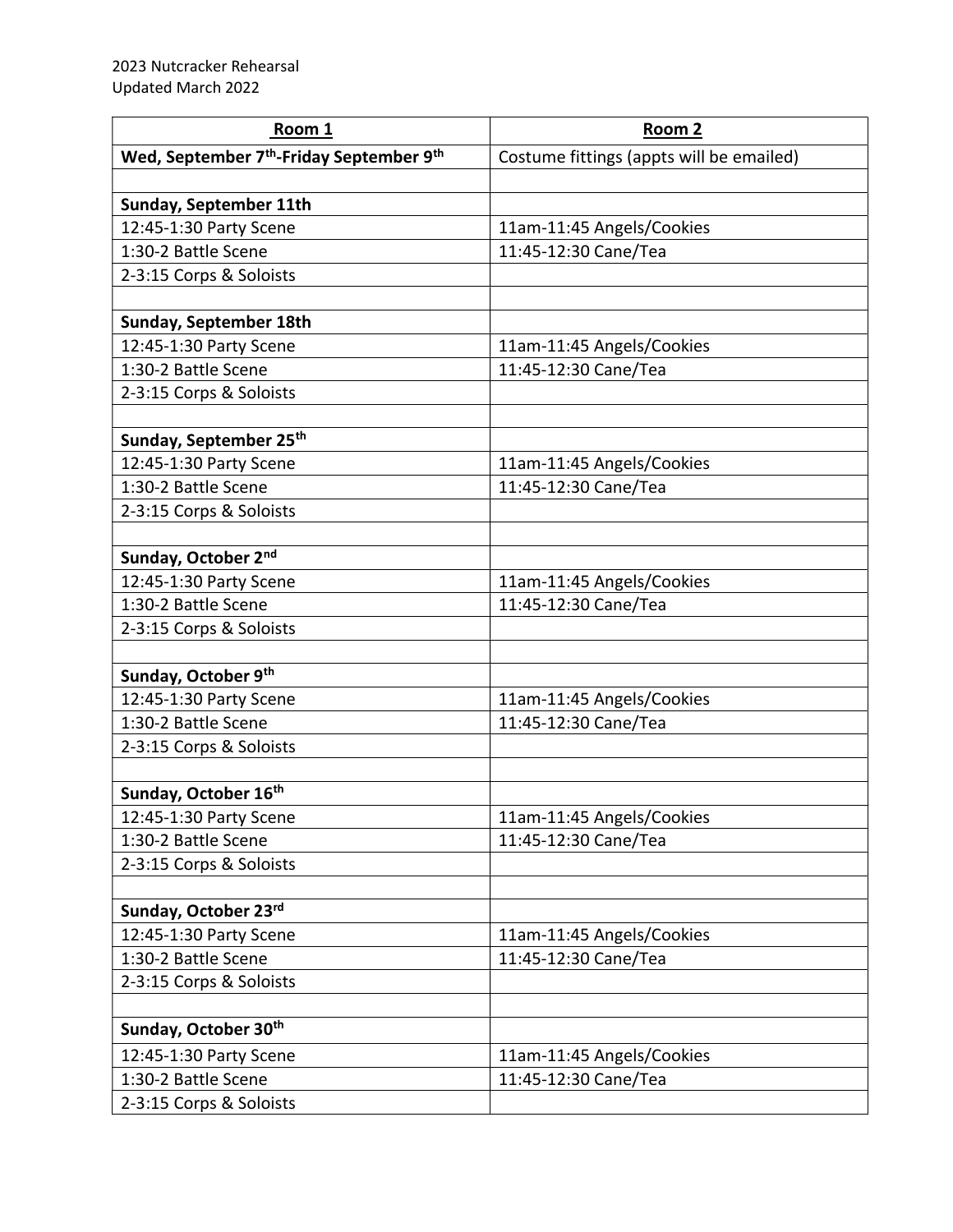2023 Nutcracker Rehearsal
Updated March 2022

| **Room 1** | **Room 2** |
|---|---|
| **Wed, September 7th-Friday September 9th** | Costume fittings (appts will be emailed) |
| | |
| **Sunday, September 11th** | |
| 12:45-1:30 Party Scene | 11am-11:45 Angels/Cookies |
| 1:30-2 Battle Scene | 11:45-12:30 Cane/Tea |
| 2-3:15 Corps & Soloists | |
| | |
| **Sunday, September 18th** | |
| 12:45-1:30 Party Scene | 11am-11:45 Angels/Cookies |
| 1:30-2 Battle Scene | 11:45-12:30 Cane/Tea |
| 2-3:15 Corps & Soloists | |
| | |
| **Sunday, September 25th** | |
| 12:45-1:30 Party Scene | 11am-11:45 Angels/Cookies |
| 1:30-2 Battle Scene | 11:45-12:30 Cane/Tea |
| 2-3:15 Corps & Soloists | |
| | |
| **Sunday, October 2nd** | |
| 12:45-1:30 Party Scene | 11am-11:45 Angels/Cookies |
| 1:30-2 Battle Scene | 11:45-12:30 Cane/Tea |
| 2-3:15 Corps & Soloists | |
| | |
| **Sunday, October 9th** | |
| 12:45-1:30 Party Scene | 11am-11:45 Angels/Cookies |
| 1:30-2 Battle Scene | 11:45-12:30 Cane/Tea |
| 2-3:15 Corps & Soloists | |
| | |
| **Sunday, October 16th** | |
| 12:45-1:30 Party Scene | 11am-11:45 Angels/Cookies |
| 1:30-2 Battle Scene | 11:45-12:30 Cane/Tea |
| 2-3:15 Corps & Soloists | |
| | |
| **Sunday, October 23rd** | |
| 12:45-1:30 Party Scene | 11am-11:45 Angels/Cookies |
| 1:30-2 Battle Scene | 11:45-12:30 Cane/Tea |
| 2-3:15 Corps & Soloists | |
| | |
| **Sunday, October 30th** | |
| 12:45-1:30 Party Scene | 11am-11:45 Angels/Cookies |
| 1:30-2 Battle Scene | 11:45-12:30 Cane/Tea |
| 2-3:15 Corps & Soloists | |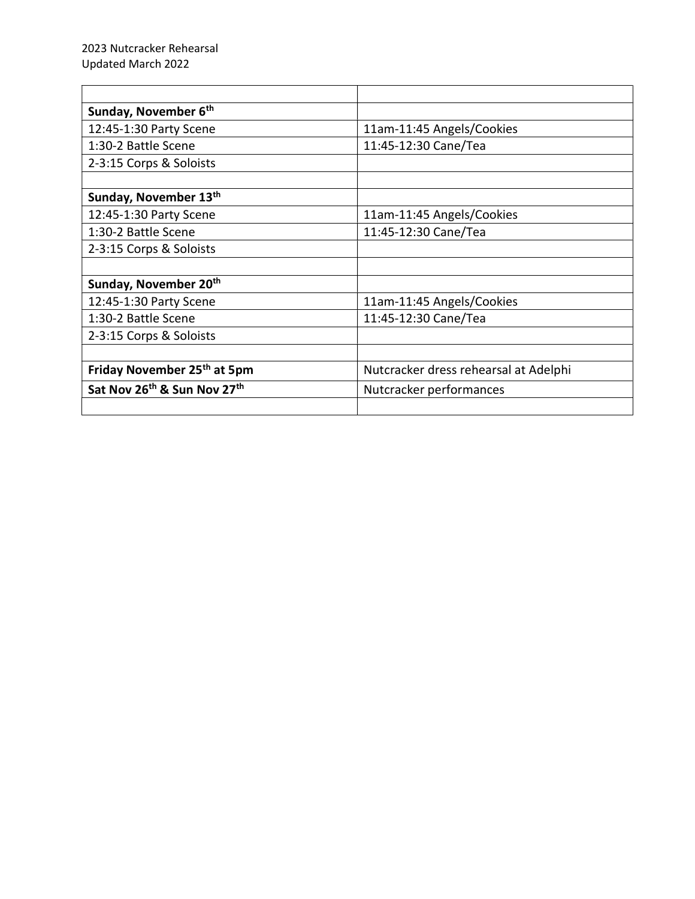2023 Nutcracker Rehearsal
Updated March 2022

| | |
|---|---|
| **Sunday, November 6th** | |
| 12:45-1:30 Party Scene | 11am-11:45 Angels/Cookies |
| 1:30-2 Battle Scene | 11:45-12:30 Cane/Tea |
| 2-3:15 Corps & Soloists | |
| | |
| **Sunday, November 13th** | |
| 12:45-1:30 Party Scene | 11am-11:45 Angels/Cookies |
| 1:30-2 Battle Scene | 11:45-12:30 Cane/Tea |
| 2-3:15 Corps & Soloists | |
| | |
| **Sunday, November 20th** | |
| 12:45-1:30 Party Scene | 11am-11:45 Angels/Cookies |
| 1:30-2 Battle Scene | 11:45-12:30 Cane/Tea |
| 2-3:15 Corps & Soloists | |
| | |
| **Friday November 25th at 5pm** | Nutcracker dress rehearsal at Adelphi |
| **Sat Nov 26th & Sun Nov 27th** | Nutcracker performances |
| | |